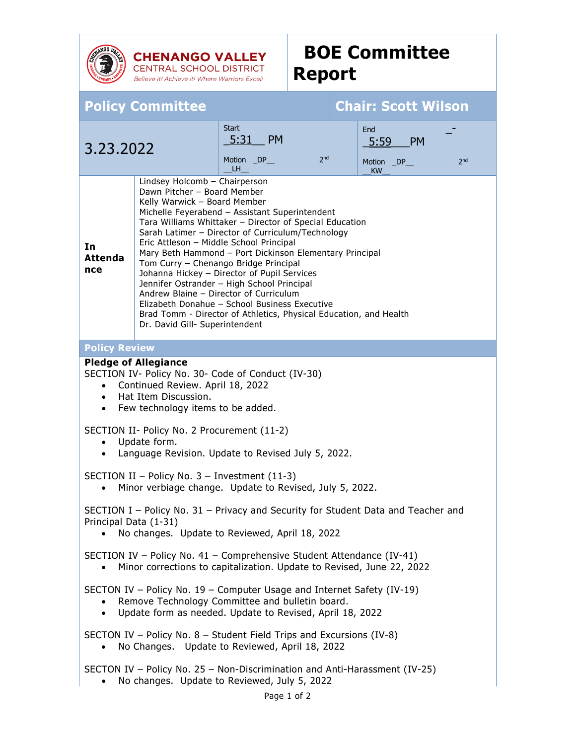**CHENANGO VALLEY**
CENTRAL SCHOOL DISTRICT
*Believe it! Achieve it! Where Warriors Excel!*

# BOE Committee Report

| Policy Committee | | Chair: Scott Wilson |
|---|---|---|
| 3.23.2022 | Start _5:31__ PM<br>Motion _DP__ 2nd __LH__ | End _5:59___PM _-<br>Motion _DP__ 2nd __KW__ |

| In Attendance | |
|---|---|
| | Lindsey Holcomb – Chairperson<br>Dawn Pitcher – Board Member<br>Kelly Warwick – Board Member<br>Michelle Feyerabend – Assistant Superintendent<br>Tara Williams Whittaker – Director of Special Education<br>Sarah Latimer – Director of Curriculum/Technology<br>Eric Attleson – Middle School Principal<br>Mary Beth Hammond – Port Dickinson Elementary Principal<br>Tom Curry – Chenango Bridge Principal<br>Johanna Hickey – Director of Pupil Services<br>Jennifer Ostrander – High School Principal<br>Andrew Blaine – Director of Curriculum<br>Elizabeth Donahue – School Business Executive<br>Brad Tomm - Director of Athletics, Physical Education, and Health<br>Dr. David Gill- Superintendent |

## Policy Review

**Pledge of Allegiance**

SECTION IV- Policy No. 30- Code of Conduct (IV-30)
- Continued Review. April 18, 2022
- Hat Item Discussion.
- Few technology items to be added.

SECTION II- Policy No. 2 Procurement (11-2)
- Update form.
- Language Revision. Update to Revised July 5, 2022.

SECTION II – Policy No. 3 – Investment (11-3)
- Minor verbiage change. Update to Revised, July 5, 2022.

SECTION I – Policy No. 31 – Privacy and Security for Student Data and Teacher and Principal Data (1-31)
- No changes. Update to Reviewed, April 18, 2022

SECTION IV – Policy No. 41 – Comprehensive Student Attendance (IV-41)
- Minor corrections to capitalization. Update to Revised, June 22, 2022

SECTON IV – Policy No. 19 – Computer Usage and Internet Safety (IV-19)
- Remove Technology Committee and bulletin board.
- Update form as needed. Update to Revised, April 18, 2022

SECTON IV – Policy No. 8 – Student Field Trips and Excursions (IV-8)
- No Changes. Update to Reviewed, April 18, 2022

SECTON IV – Policy No. 25 – Non-Discrimination and Anti-Harassment (IV-25)
- No changes. Update to Reviewed, July 5, 2022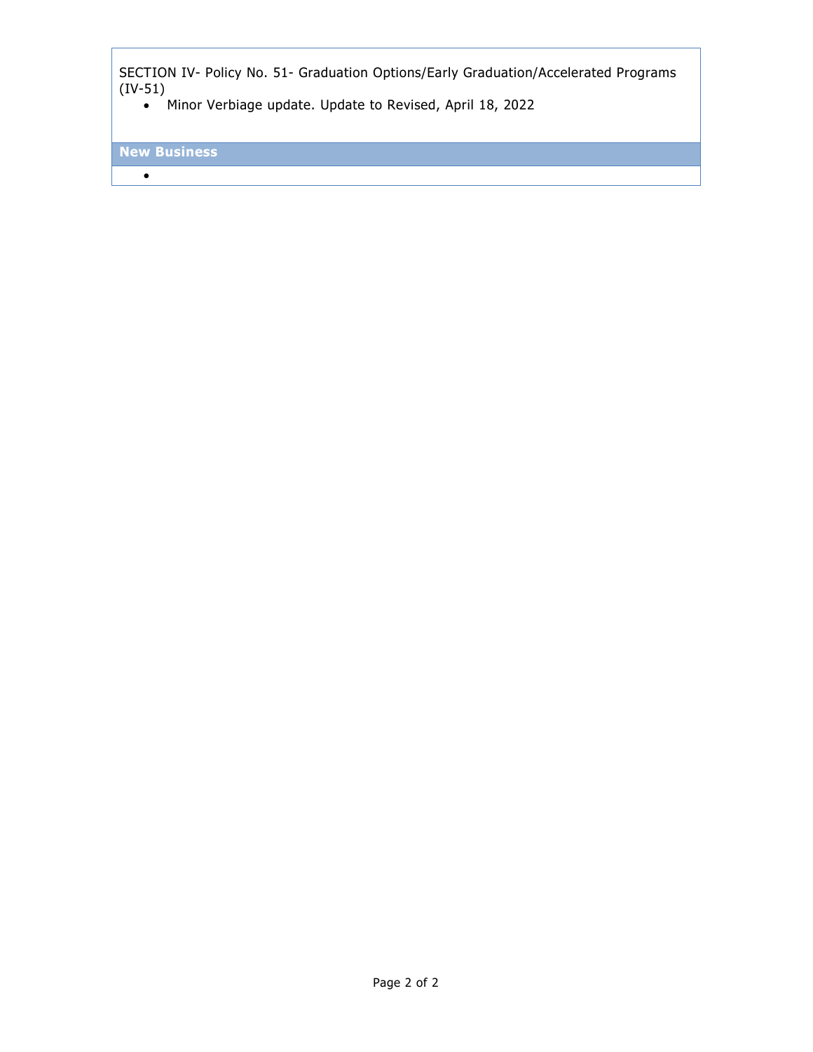SECTION IV- Policy No. 51- Graduation Options/Early Graduation/Accelerated Programs (IV-51)

- Minor Verbiage update. Update to Revised, April 18, 2022

## New Business

-